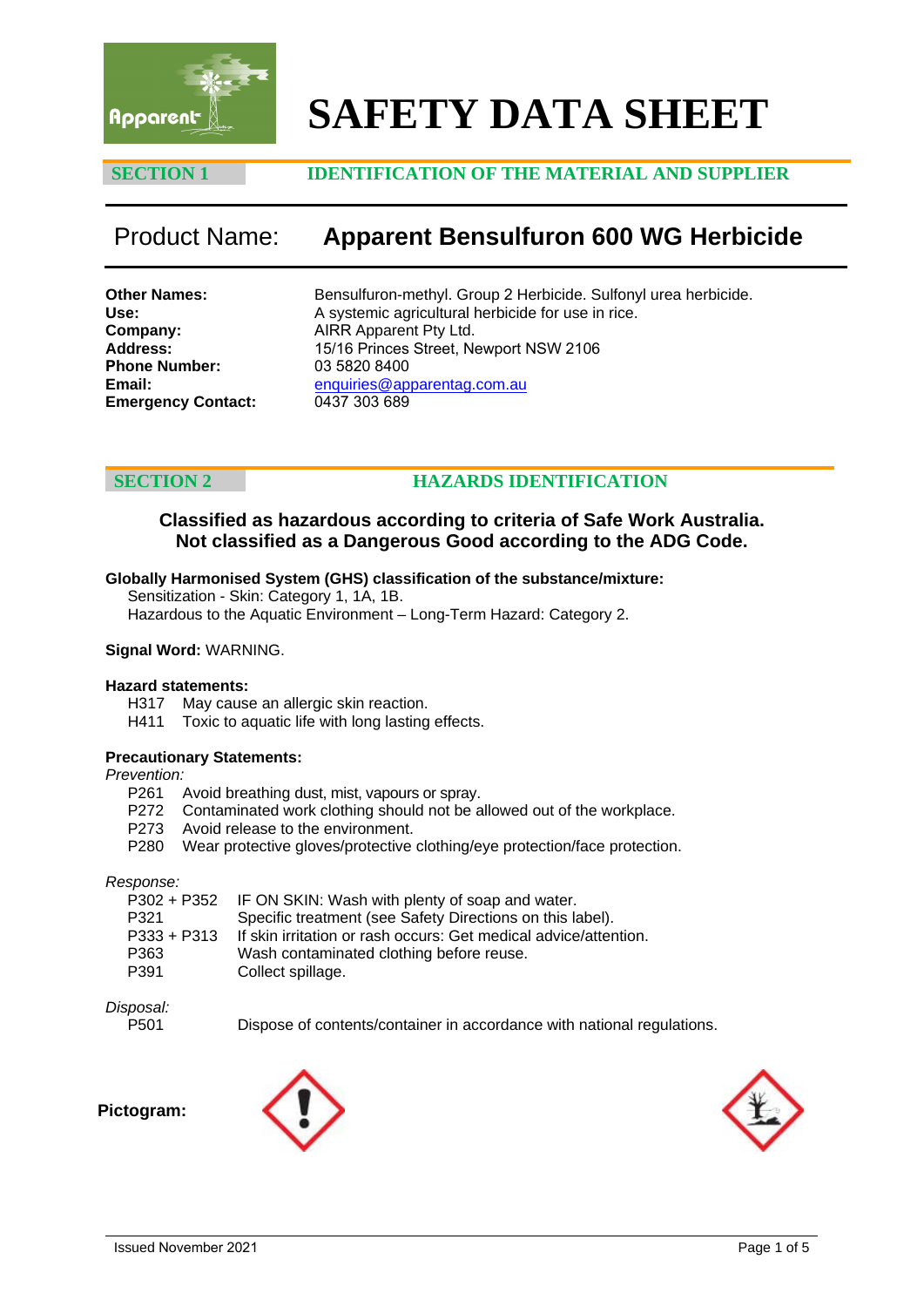# SAFETY DATA SHEET

## SECTION 1 IDENTIFICATION OF THE MATERIAL AND SUPPLIER

## Product Name: Apparent Bensulfuron 600 WG Herbicide

**Other Names:** Bensulfuron-methyl. Group 2 Herbicide. Sulfonyl urea herbicide.
**Use:** A systemic agricultural herbicide for use in rice.
**Company:** AIRR Apparent Pty Ltd.
**Address:** 15/16 Princes Street, Newport NSW 2106
**Phone Number:** 03 5820 8400
**Email:** enquiries@apparentag.com.au
**Emergency Contact:** 0437 303 689

## SECTION 2 HAZARDS IDENTIFICATION

**Classified as hazardous according to criteria of Safe Work Australia.**
**Not classified as a Dangerous Good according to the ADG Code.**

**Globally Harmonised System (GHS) classification of the substance/mixture:**
Sensitization - Skin: Category 1, 1A, 1B.
Hazardous to the Aquatic Environment – Long-Term Hazard: Category 2.

**Signal Word:** WARNING.

**Hazard statements:**
H317 May cause an allergic skin reaction.
H411 Toxic to aquatic life with long lasting effects.

**Precautionary Statements:**

*Prevention:*
P261 Avoid breathing dust, mist, vapours or spray.
P272 Contaminated work clothing should not be allowed out of the workplace.
P273 Avoid release to the environment.
P280 Wear protective gloves/protective clothing/eye protection/face protection.

*Response:*
P302 + P352 IF ON SKIN: Wash with plenty of soap and water.
P321 Specific treatment (see Safety Directions on this label).
P333 + P313 If skin irritation or rash occurs: Get medical advice/attention.
P363 Wash contaminated clothing before reuse.
P391 Collect spillage.

*Disposal:*
P501 Dispose of contents/container in accordance with national regulations.

**Pictogram:**

Issued November 2021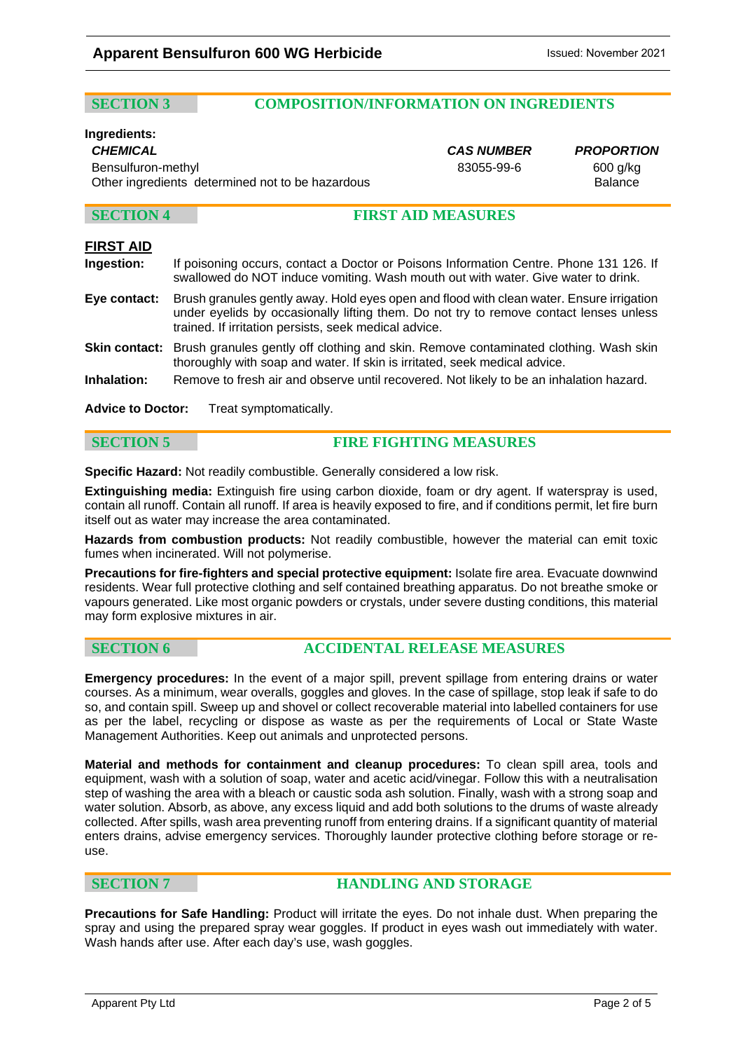## SECTION 3 COMPOSITION/INFORMATION ON INGREDIENTS

**Ingredients:**

| ***CHEMICAL*** | ***CAS NUMBER*** | ***PROPORTION*** |
|---|---|---|
| Bensulfuron-methyl | 83055-99-6 | 600 g/kg |
| Other ingredients determined not to be hazardous | | Balance |

## SECTION 4 FIRST AID MEASURES

**FIRST AID**

**Ingestion:** If poisoning occurs, contact a Doctor or Poisons Information Centre. Phone 131 126. If swallowed do NOT induce vomiting. Wash mouth out with water. Give water to drink.

**Eye contact:** Brush granules gently away. Hold eyes open and flood with clean water. Ensure irrigation under eyelids by occasionally lifting them. Do not try to remove contact lenses unless trained. If irritation persists, seek medical advice.

**Skin contact:** Brush granules gently off clothing and skin. Remove contaminated clothing. Wash skin thoroughly with soap and water. If skin is irritated, seek medical advice.

**Inhalation:** Remove to fresh air and observe until recovered. Not likely to be an inhalation hazard.

**Advice to Doctor:** Treat symptomatically.

## SECTION 5 FIRE FIGHTING MEASURES

**Specific Hazard:** Not readily combustible. Generally considered a low risk.

**Extinguishing media:** Extinguish fire using carbon dioxide, foam or dry agent. If waterspray is used, contain all runoff. Contain all runoff. If area is heavily exposed to fire, and if conditions permit, let fire burn itself out as water may increase the area contaminated.

**Hazards from combustion products:** Not readily combustible, however the material can emit toxic fumes when incinerated. Will not polymerise.

**Precautions for fire-fighters and special protective equipment:** Isolate fire area. Evacuate downwind residents. Wear full protective clothing and self contained breathing apparatus. Do not breathe smoke or vapours generated. Like most organic powders or crystals, under severe dusting conditions, this material may form explosive mixtures in air.

## SECTION 6 ACCIDENTAL RELEASE MEASURES

**Emergency procedures:** In the event of a major spill, prevent spillage from entering drains or water courses. As a minimum, wear overalls, goggles and gloves. In the case of spillage, stop leak if safe to do so, and contain spill. Sweep up and shovel or collect recoverable material into labelled containers for use as per the label, recycling or dispose as waste as per the requirements of Local or State Waste Management Authorities. Keep out animals and unprotected persons.

**Material and methods for containment and cleanup procedures:** To clean spill area, tools and equipment, wash with a solution of soap, water and acetic acid/vinegar. Follow this with a neutralisation step of washing the area with a bleach or caustic soda ash solution. Finally, wash with a strong soap and water solution. Absorb, as above, any excess liquid and add both solutions to the drums of waste already collected. After spills, wash area preventing runoff from entering drains. If a significant quantity of material enters drains, advise emergency services. Thoroughly launder protective clothing before storage or re-use.

## SECTION 7 HANDLING AND STORAGE

**Precautions for Safe Handling:** Product will irritate the eyes. Do not inhale dust. When preparing the spray and using the prepared spray wear goggles. If product in eyes wash out immediately with water. Wash hands after use. After each day's use, wash goggles.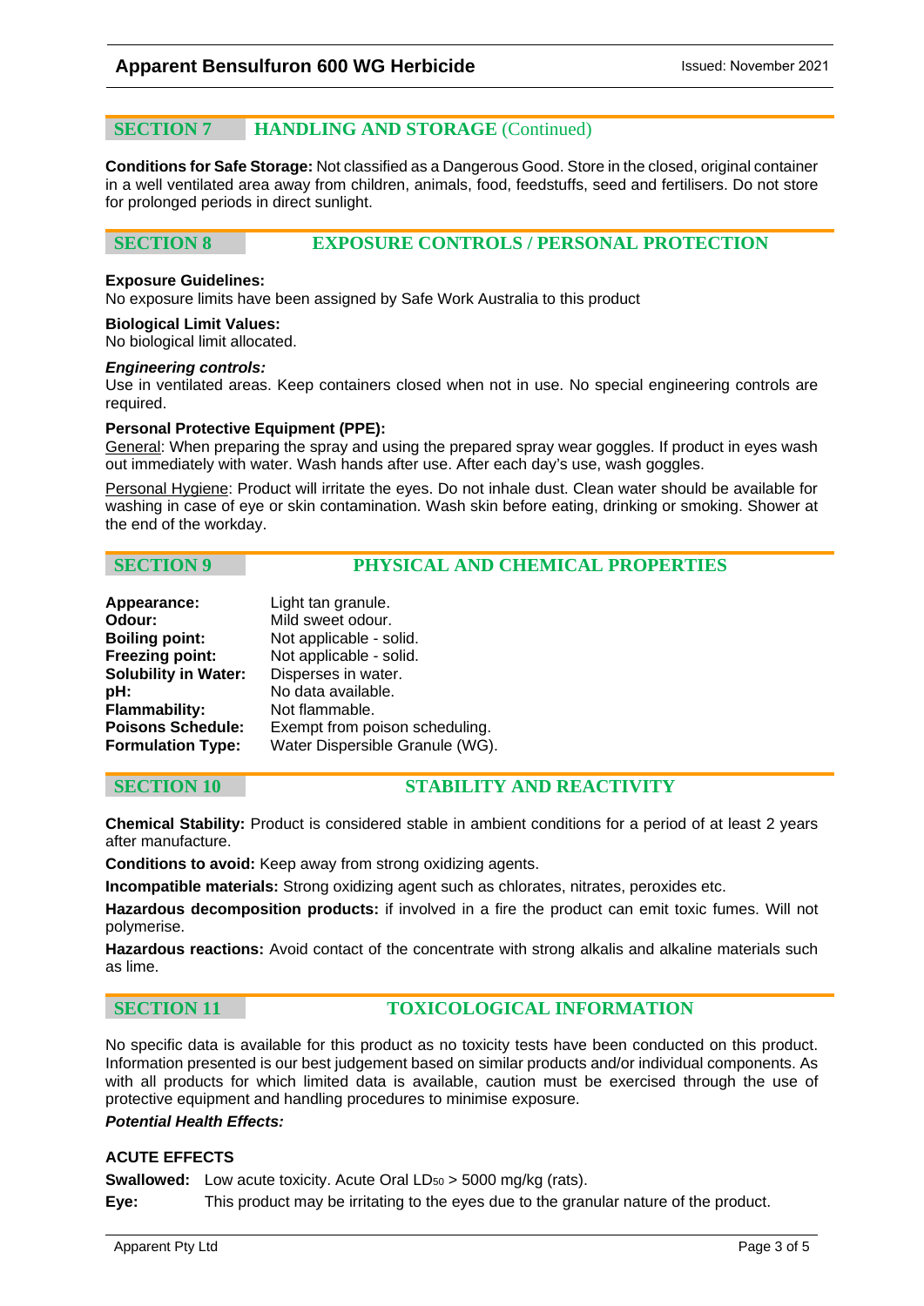## SECTION 7 HANDLING AND STORAGE (Continued)

**Conditions for Safe Storage:** Not classified as a Dangerous Good. Store in the closed, original container in a well ventilated area away from children, animals, food, feedstuffs, seed and fertilisers. Do not store for prolonged periods in direct sunlight.

## SECTION 8 EXPOSURE CONTROLS / PERSONAL PROTECTION

**Exposure Guidelines:**
No exposure limits have been assigned by Safe Work Australia to this product

**Biological Limit Values:**
No biological limit allocated.

***Engineering controls:***
Use in ventilated areas. Keep containers closed when not in use. No special engineering controls are required.

**Personal Protective Equipment (PPE):**
General: When preparing the spray and using the prepared spray wear goggles. If product in eyes wash out immediately with water. Wash hands after use. After each day's use, wash goggles.

Personal Hygiene: Product will irritate the eyes. Do not inhale dust. Clean water should be available for washing in case of eye or skin contamination. Wash skin before eating, drinking or smoking. Shower at the end of the workday.

## SECTION 9 PHYSICAL AND CHEMICAL PROPERTIES

| | |
|---|---|
| **Appearance:** | Light tan granule. |
| **Odour:** | Mild sweet odour. |
| **Boiling point:** | Not applicable - solid. |
| **Freezing point:** | Not applicable - solid. |
| **Solubility in Water:** | Disperses in water. |
| **pH:** | No data available. |
| **Flammability:** | Not flammable. |
| **Poisons Schedule:** | Exempt from poison scheduling. |
| **Formulation Type:** | Water Dispersible Granule (WG). |

## SECTION 10 STABILITY AND REACTIVITY

**Chemical Stability:** Product is considered stable in ambient conditions for a period of at least 2 years after manufacture.

**Conditions to avoid:** Keep away from strong oxidizing agents.

**Incompatible materials:** Strong oxidizing agent such as chlorates, nitrates, peroxides etc.

**Hazardous decomposition products:** if involved in a fire the product can emit toxic fumes. Will not polymerise.

**Hazardous reactions:** Avoid contact of the concentrate with strong alkalis and alkaline materials such as lime.

## SECTION 11 TOXICOLOGICAL INFORMATION

No specific data is available for this product as no toxicity tests have been conducted on this product. Information presented is our best judgement based on similar products and/or individual components. As with all products for which limited data is available, caution must be exercised through the use of protective equipment and handling procedures to minimise exposure.

***Potential Health Effects:***

**ACUTE EFFECTS**

**Swallowed:** Low acute toxicity. Acute Oral $LD_{50}$ > 5000 mg/kg (rats).

**Eye:** This product may be irritating to the eyes due to the granular nature of the product.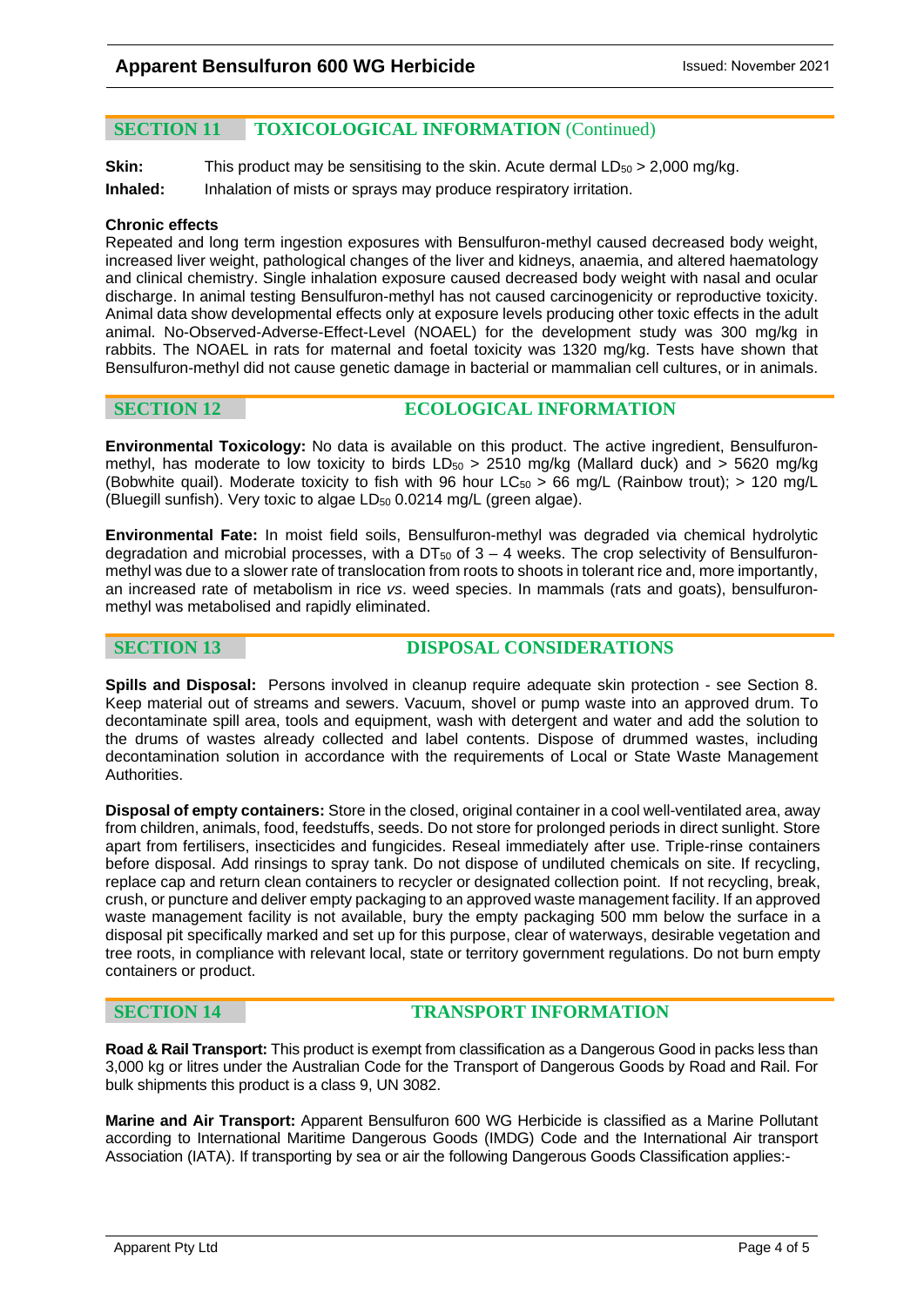## SECTION 11 TOXICOLOGICAL INFORMATION (Continued)

**Skin:** This product may be sensitising to the skin. Acute dermal $LD_{50}$ > 2,000 mg/kg.

**Inhaled:** Inhalation of mists or sprays may produce respiratory irritation.

**Chronic effects**

Repeated and long term ingestion exposures with Bensulfuron-methyl caused decreased body weight, increased liver weight, pathological changes of the liver and kidneys, anaemia, and altered haematology and clinical chemistry. Single inhalation exposure caused decreased body weight with nasal and ocular discharge. In animal testing Bensulfuron-methyl has not caused carcinogenicity or reproductive toxicity. Animal data show developmental effects only at exposure levels producing other toxic effects in the adult animal. No-Observed-Adverse-Effect-Level (NOAEL) for the development study was 300 mg/kg in rabbits. The NOAEL in rats for maternal and foetal toxicity was 1320 mg/kg. Tests have shown that Bensulfuron-methyl did not cause genetic damage in bacterial or mammalian cell cultures, or in animals.

## SECTION 12 ECOLOGICAL INFORMATION

**Environmental Toxicology:** No data is available on this product. The active ingredient, Bensulfuron-methyl, has moderate to low toxicity to birds $LD_{50}$ > 2510 mg/kg (Mallard duck) and > 5620 mg/kg (Bobwhite quail). Moderate toxicity to fish with 96 hour $LC_{50}$ > 66 mg/L (Rainbow trout); > 120 mg/L (Bluegill sunfish). Very toxic to algae $LD_{50}$ 0.0214 mg/L (green algae).

**Environmental Fate:** In moist field soils, Bensulfuron-methyl was degraded via chemical hydrolytic degradation and microbial processes, with a $DT_{50}$ of 3 – 4 weeks. The crop selectivity of Bensulfuron-methyl was due to a slower rate of translocation from roots to shoots in tolerant rice and, more importantly, an increased rate of metabolism in rice *vs*. weed species. In mammals (rats and goats), bensulfuron-methyl was metabolised and rapidly eliminated.

## SECTION 13 DISPOSAL CONSIDERATIONS

**Spills and Disposal:** Persons involved in cleanup require adequate skin protection - see Section 8. Keep material out of streams and sewers. Vacuum, shovel or pump waste into an approved drum. To decontaminate spill area, tools and equipment, wash with detergent and water and add the solution to the drums of wastes already collected and label contents. Dispose of drummed wastes, including decontamination solution in accordance with the requirements of Local or State Waste Management Authorities.

**Disposal of empty containers:** Store in the closed, original container in a cool well-ventilated area, away from children, animals, food, feedstuffs, seeds. Do not store for prolonged periods in direct sunlight. Store apart from fertilisers, insecticides and fungicides. Reseal immediately after use. Triple-rinse containers before disposal. Add rinsings to spray tank. Do not dispose of undiluted chemicals on site. If recycling, replace cap and return clean containers to recycler or designated collection point. If not recycling, break, crush, or puncture and deliver empty packaging to an approved waste management facility. If an approved waste management facility is not available, bury the empty packaging 500 mm below the surface in a disposal pit specifically marked and set up for this purpose, clear of waterways, desirable vegetation and tree roots, in compliance with relevant local, state or territory government regulations. Do not burn empty containers or product.

## SECTION 14 TRANSPORT INFORMATION

**Road & Rail Transport:** This product is exempt from classification as a Dangerous Good in packs less than 3,000 kg or litres under the Australian Code for the Transport of Dangerous Goods by Road and Rail. For bulk shipments this product is a class 9, UN 3082.

**Marine and Air Transport:** Apparent Bensulfuron 600 WG Herbicide is classified as a Marine Pollutant according to International Maritime Dangerous Goods (IMDG) Code and the International Air transport Association (IATA). If transporting by sea or air the following Dangerous Goods Classification applies:-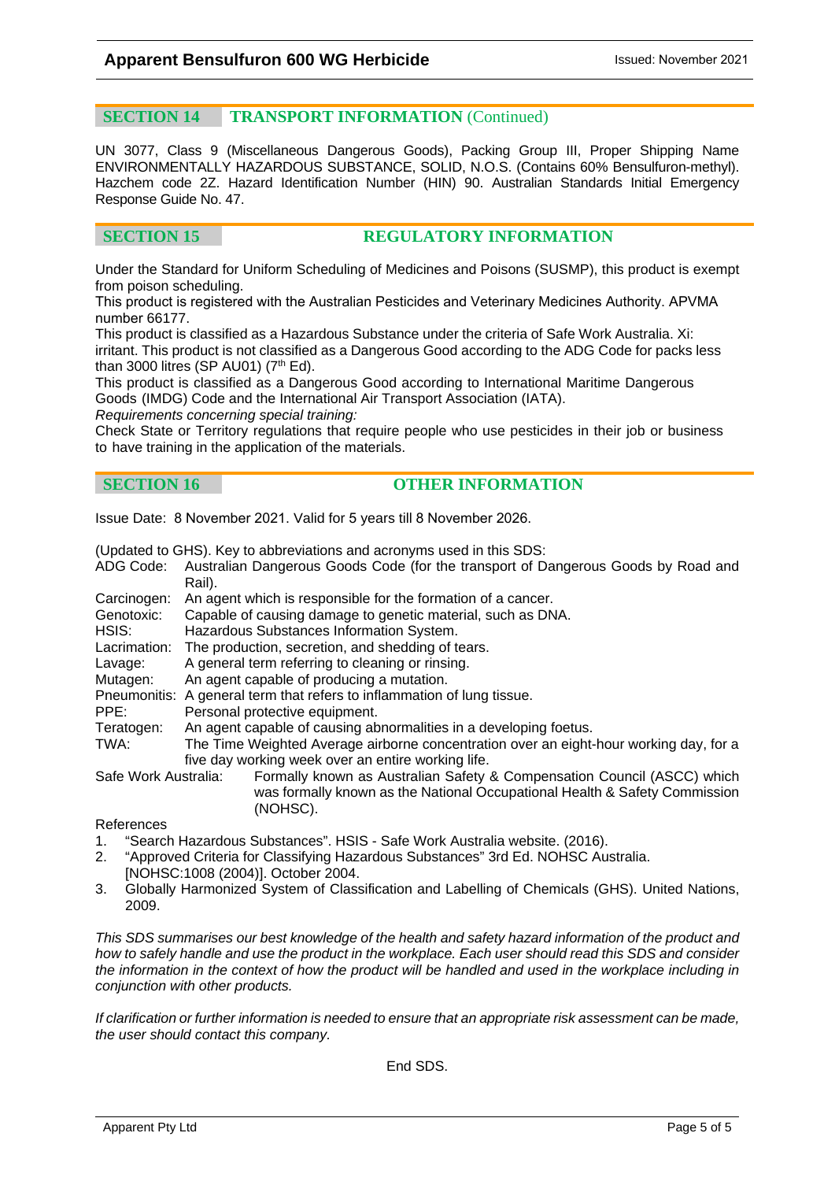## SECTION 14 TRANSPORT INFORMATION (Continued)

UN 3077, Class 9 (Miscellaneous Dangerous Goods), Packing Group III, Proper Shipping Name ENVIRONMENTALLY HAZARDOUS SUBSTANCE, SOLID, N.O.S. (Contains 60% Bensulfuron-methyl). Hazchem code 2Z. Hazard Identification Number (HIN) 90. Australian Standards Initial Emergency Response Guide No. 47.

## SECTION 15 REGULATORY INFORMATION

Under the Standard for Uniform Scheduling of Medicines and Poisons (SUSMP), this product is exempt from poison scheduling.
This product is registered with the Australian Pesticides and Veterinary Medicines Authority. APVMA number 66177.
This product is classified as a Hazardous Substance under the criteria of Safe Work Australia. Xi: irritant. This product is not classified as a Dangerous Good according to the ADG Code for packs less than 3000 litres (SP AU01) (7th Ed).
This product is classified as a Dangerous Good according to International Maritime Dangerous Goods (IMDG) Code and the International Air Transport Association (IATA).
*Requirements concerning special training:*
Check State or Territory regulations that require people who use pesticides in their job or business to have training in the application of the materials.

## SECTION 16 OTHER INFORMATION

Issue Date: 8 November 2021. Valid for 5 years till 8 November 2026.

(Updated to GHS). Key to abbreviations and acronyms used in this SDS:

ADG Code: Australian Dangerous Goods Code (for the transport of Dangerous Goods by Road and Rail).
Carcinogen: An agent which is responsible for the formation of a cancer.
Genotoxic: Capable of causing damage to genetic material, such as DNA.
HSIS: Hazardous Substances Information System.
Lacrimation: The production, secretion, and shedding of tears.
Lavage: A general term referring to cleaning or rinsing.
Mutagen: An agent capable of producing a mutation.
Pneumonitis: A general term that refers to inflammation of lung tissue.
PPE: Personal protective equipment.
Teratogen: An agent capable of causing abnormalities in a developing foetus.
TWA: The Time Weighted Average airborne concentration over an eight-hour working day, for a five day working week over an entire working life.
Safe Work Australia: Formally known as Australian Safety & Compensation Council (ASCC) which was formally known as the National Occupational Health & Safety Commission (NOHSC).

References

1. "Search Hazardous Substances". HSIS - Safe Work Australia website. (2016).
2. "Approved Criteria for Classifying Hazardous Substances" 3rd Ed. NOHSC Australia. [NOHSC:1008 (2004)]. October 2004.
3. Globally Harmonized System of Classification and Labelling of Chemicals (GHS). United Nations, 2009.

*This SDS summarises our best knowledge of the health and safety hazard information of the product and how to safely handle and use the product in the workplace. Each user should read this SDS and consider the information in the context of how the product will be handled and used in the workplace including in conjunction with other products.*

*If clarification or further information is needed to ensure that an appropriate risk assessment can be made, the user should contact this company.*

End SDS.